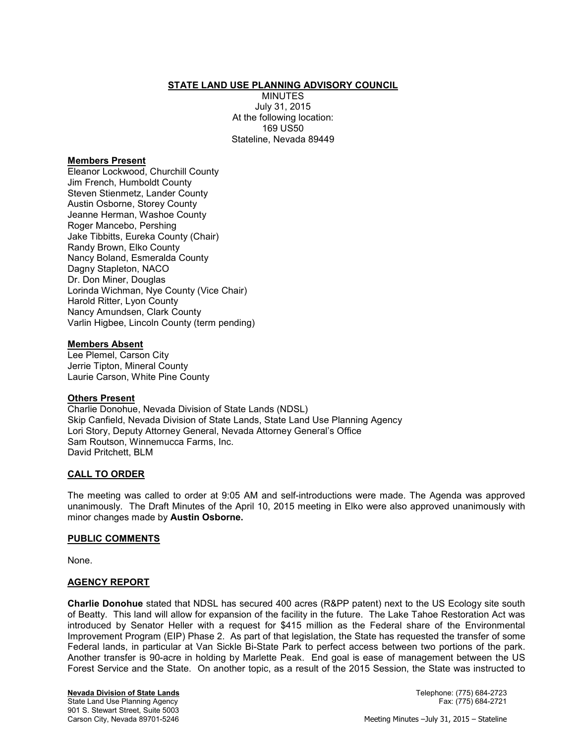**STATE LAND USE PLANNING ADVISORY COUNCIL**

MINUTES
July 31, 2015
At the following location:
169 US50
Stateline, Nevada 89449

**Members Present**

Eleanor Lockwood, Churchill County
Jim French, Humboldt County
Steven Stienmetz, Lander County
Austin Osborne, Storey County
Jeanne Herman, Washoe County
Roger Mancebo, Pershing
Jake Tibbitts, Eureka County (Chair)
Randy Brown, Elko County
Nancy Boland, Esmeralda County
Dagny Stapleton, NACO
Dr. Don Miner, Douglas
Lorinda Wichman, Nye County (Vice Chair)
Harold Ritter, Lyon County
Nancy Amundsen, Clark County
Varlin Higbee, Lincoln County (term pending)

**Members Absent**

Lee Plemel, Carson City
Jerrie Tipton, Mineral County
Laurie Carson, White Pine County

**Others Present**

Charlie Donohue, Nevada Division of State Lands (NDSL)
Skip Canfield, Nevada Division of State Lands, State Land Use Planning Agency
Lori Story, Deputy Attorney General, Nevada Attorney General's Office
Sam Routson, Winnemucca Farms, Inc.
David Pritchett, BLM

**CALL TO ORDER**

The meeting was called to order at 9:05 AM and self-introductions were made. The Agenda was approved unanimously. The Draft Minutes of the April 10, 2015 meeting in Elko were also approved unanimously with minor changes made by **Austin Osborne.**

**PUBLIC COMMENTS**

None.

**AGENCY REPORT**

**Charlie Donohue** stated that NDSL has secured 400 acres (R&PP patent) next to the US Ecology site south of Beatty. This land will allow for expansion of the facility in the future. The Lake Tahoe Restoration Act was introduced by Senator Heller with a request for $415 million as the Federal share of the Environmental Improvement Program (EIP) Phase 2. As part of that legislation, the State has requested the transfer of some Federal lands, in particular at Van Sickle Bi-State Park to perfect access between two portions of the park. Another transfer is 90-acre in holding by Marlette Peak. End goal is ease of management between the US Forest Service and the State. On another topic, as a result of the 2015 Session, the State was instructed to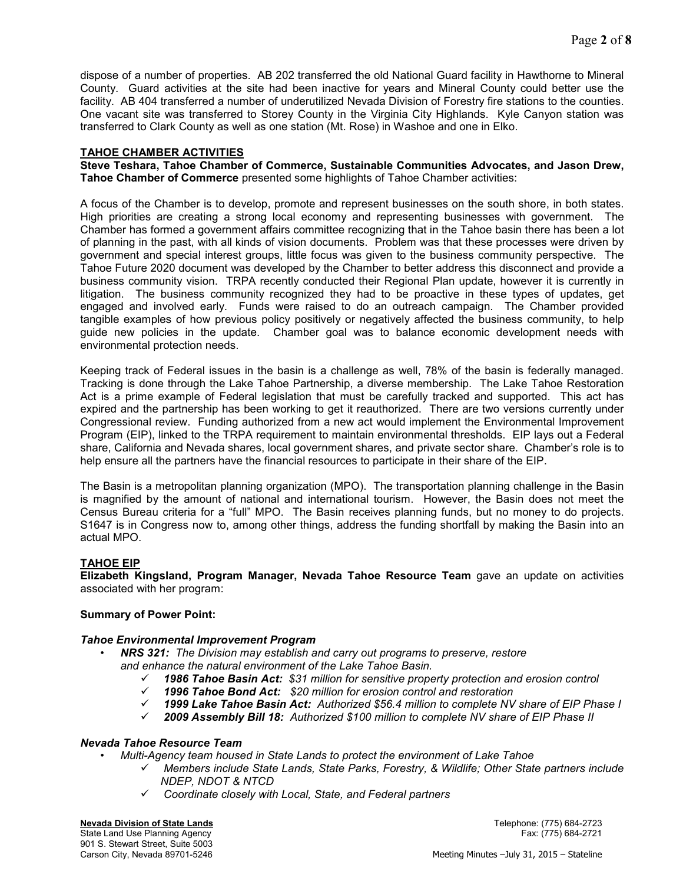dispose of a number of properties. AB 202 transferred the old National Guard facility in Hawthorne to Mineral County. Guard activities at the site had been inactive for years and Mineral County could better use the facility. AB 404 transferred a number of underutilized Nevada Division of Forestry fire stations to the counties. One vacant site was transferred to Storey County in the Virginia City Highlands. Kyle Canyon station was transferred to Clark County as well as one station (Mt. Rose) in Washoe and one in Elko.

## TAHOE CHAMBER ACTIVITIES

**Steve Teshara, Tahoe Chamber of Commerce, Sustainable Communities Advocates, and Jason Drew, Tahoe Chamber of Commerce** presented some highlights of Tahoe Chamber activities:

A focus of the Chamber is to develop, promote and represent businesses on the south shore, in both states. High priorities are creating a strong local economy and representing businesses with government. The Chamber has formed a government affairs committee recognizing that in the Tahoe basin there has been a lot of planning in the past, with all kinds of vision documents. Problem was that these processes were driven by government and special interest groups, little focus was given to the business community perspective. The Tahoe Future 2020 document was developed by the Chamber to better address this disconnect and provide a business community vision. TRPA recently conducted their Regional Plan update, however it is currently in litigation. The business community recognized they had to be proactive in these types of updates, get engaged and involved early. Funds were raised to do an outreach campaign. The Chamber provided tangible examples of how previous policy positively or negatively affected the business community, to help guide new policies in the update. Chamber goal was to balance economic development needs with environmental protection needs.

Keeping track of Federal issues in the basin is a challenge as well, 78% of the basin is federally managed. Tracking is done through the Lake Tahoe Partnership, a diverse membership. The Lake Tahoe Restoration Act is a prime example of Federal legislation that must be carefully tracked and supported. This act has expired and the partnership has been working to get it reauthorized. There are two versions currently under Congressional review. Funding authorized from a new act would implement the Environmental Improvement Program (EIP), linked to the TRPA requirement to maintain environmental thresholds. EIP lays out a Federal share, California and Nevada shares, local government shares, and private sector share. Chamber's role is to help ensure all the partners have the financial resources to participate in their share of the EIP.

The Basin is a metropolitan planning organization (MPO). The transportation planning challenge in the Basin is magnified by the amount of national and international tourism. However, the Basin does not meet the Census Bureau criteria for a "full" MPO. The Basin receives planning funds, but no money to do projects. S1647 is in Congress now to, among other things, address the funding shortfall by making the Basin into an actual MPO.

## TAHOE EIP

**Elizabeth Kingsland, Program Manager, Nevada Tahoe Resource Team** gave an update on activities associated with her program:

**Summary of Power Point:**

***Tahoe Environmental Improvement Program***

- ***NRS 321:*** *The Division may establish and carry out programs to preserve, restore and enhance the natural environment of the Lake Tahoe Basin.*
  - ✓ ***1986 Tahoe Basin Act:*** *$31 million for sensitive property protection and erosion control*
  - ✓ ***1996 Tahoe Bond Act:*** *$20 million for erosion control and restoration*
  - ✓ ***1999 Lake Tahoe Basin Act:*** *Authorized $56.4 million to complete NV share of EIP Phase I*
  - ✓ ***2009 Assembly Bill 18:*** *Authorized $100 million to complete NV share of EIP Phase II*

***Nevada Tahoe Resource Team***

- *Multi-Agency team housed in State Lands to protect the environment of Lake Tahoe*
  - ✓ *Members include State Lands, State Parks, Forestry, & Wildlife; Other State partners include NDEP, NDOT & NTCD*
  - ✓ *Coordinate closely with Local, State, and Federal partners*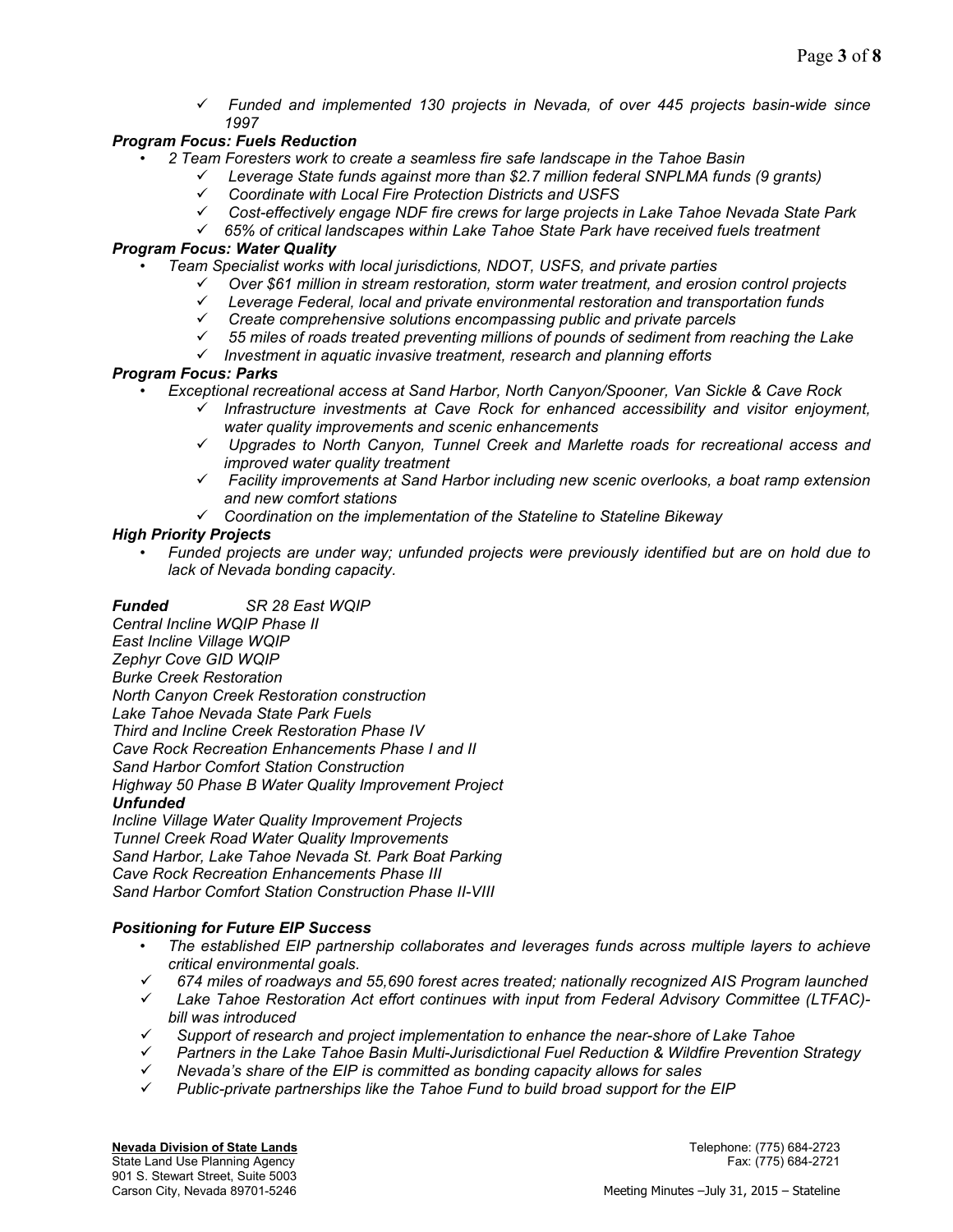- ✓ *Funded and implemented 130 projects in Nevada, of over 445 projects basin-wide since 1997*

***Program Focus: Fuels Reduction***

- *2 Team Foresters work to create a seamless fire safe landscape in the Tahoe Basin*
  - ✓ *Leverage State funds against more than $2.7 million federal SNPLMA funds (9 grants)*
  - ✓ *Coordinate with Local Fire Protection Districts and USFS*
  - ✓ *Cost-effectively engage NDF fire crews for large projects in Lake Tahoe Nevada State Park*
  - ✓ *65% of critical landscapes within Lake Tahoe State Park have received fuels treatment*

***Program Focus: Water Quality***

- *Team Specialist works with local jurisdictions, NDOT, USFS, and private parties*
  - ✓ *Over $61 million in stream restoration, storm water treatment, and erosion control projects*
  - ✓ *Leverage Federal, local and private environmental restoration and transportation funds*
  - ✓ *Create comprehensive solutions encompassing public and private parcels*
  - ✓ *55 miles of roads treated preventing millions of pounds of sediment from reaching the Lake*
  - ✓ *Investment in aquatic invasive treatment, research and planning efforts*

***Program Focus: Parks***

- *Exceptional recreational access at Sand Harbor, North Canyon/Spooner, Van Sickle & Cave Rock*
  - ✓ *Infrastructure investments at Cave Rock for enhanced accessibility and visitor enjoyment, water quality improvements and scenic enhancements*
  - ✓ *Upgrades to North Canyon, Tunnel Creek and Marlette roads for recreational access and improved water quality treatment*
  - ✓ *Facility improvements at Sand Harbor including new scenic overlooks, a boat ramp extension and new comfort stations*
  - ✓ *Coordination on the implementation of the Stateline to Stateline Bikeway*

***High Priority Projects***

- *Funded projects are under way; unfunded projects were previously identified but are on hold due to lack of Nevada bonding capacity.*

***Funded*** *SR 28 East WQIP*
*Central Incline WQIP Phase II*
*East Incline Village WQIP*
*Zephyr Cove GID WQIP*
*Burke Creek Restoration*
*North Canyon Creek Restoration construction*
*Lake Tahoe Nevada State Park Fuels*
*Third and Incline Creek Restoration Phase IV*
*Cave Rock Recreation Enhancements Phase I and II*
*Sand Harbor Comfort Station Construction*
*Highway 50 Phase B Water Quality Improvement Project*

***Unfunded***
*Incline Village Water Quality Improvement Projects*
*Tunnel Creek Road Water Quality Improvements*
*Sand Harbor, Lake Tahoe Nevada St. Park Boat Parking*
*Cave Rock Recreation Enhancements Phase III*
*Sand Harbor Comfort Station Construction Phase II-VIII*

***Positioning for Future EIP Success***

- *The established EIP partnership collaborates and leverages funds across multiple layers to achieve critical environmental goals.*
- ✓ *674 miles of roadways and 55,690 forest acres treated; nationally recognized AIS Program launched*
- ✓ *Lake Tahoe Restoration Act effort continues with input from Federal Advisory Committee (LTFAC)-bill was introduced*
- ✓ *Support of research and project implementation to enhance the near-shore of Lake Tahoe*
- ✓ *Partners in the Lake Tahoe Basin Multi-Jurisdictional Fuel Reduction & Wildfire Prevention Strategy*
- ✓ *Nevada's share of the EIP is committed as bonding capacity allows for sales*
- ✓ *Public-private partnerships like the Tahoe Fund to build broad support for the EIP*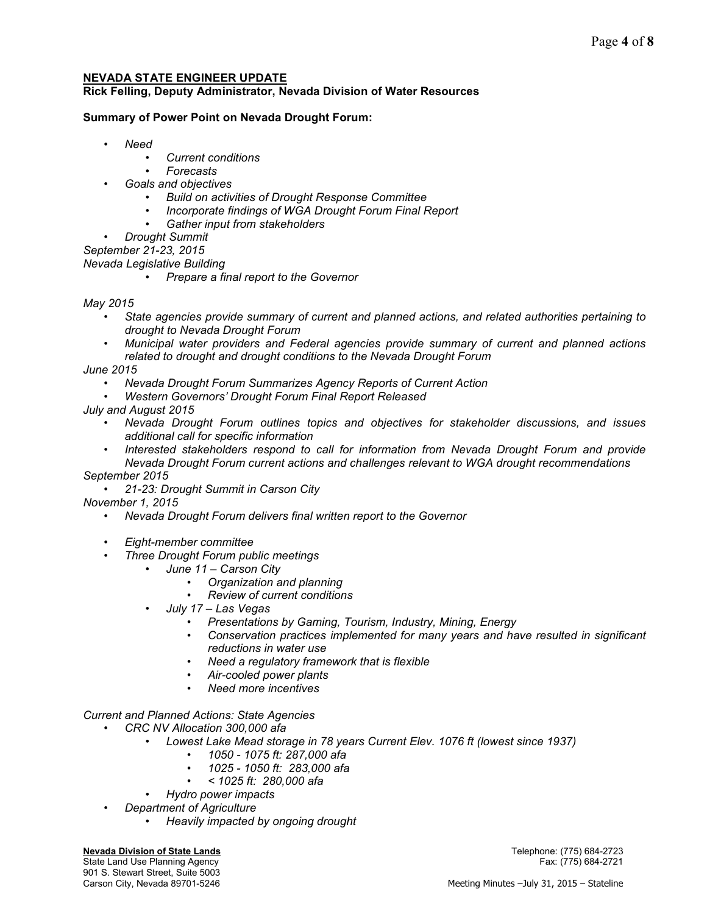**NEVADA STATE ENGINEER UPDATE**

**Rick Felling, Deputy Administrator, Nevada Division of Water Resources**

**Summary of Power Point on Nevada Drought Forum:**

- *Need*
  - *Current conditions*
  - *Forecasts*
- *Goals and objectives*
  - *Build on activities of Drought Response Committee*
  - *Incorporate findings of WGA Drought Forum Final Report*
  - *Gather input from stakeholders*
- *Drought Summit*

*September 21-23, 2015*

*Nevada Legislative Building*

- *Prepare a final report to the Governor*

*May 2015*

- *State agencies provide summary of current and planned actions, and related authorities pertaining to drought to Nevada Drought Forum*
- *Municipal water providers and Federal agencies provide summary of current and planned actions related to drought and drought conditions to the Nevada Drought Forum*

*June 2015*

- *Nevada Drought Forum Summarizes Agency Reports of Current Action*
- *Western Governors' Drought Forum Final Report Released*

*July and August 2015*

- *Nevada Drought Forum outlines topics and objectives for stakeholder discussions, and issues additional call for specific information*
- *Interested stakeholders respond to call for information from Nevada Drought Forum and provide Nevada Drought Forum current actions and challenges relevant to WGA drought recommendations*

*September 2015*

- *21-23: Drought Summit in Carson City*

*November 1, 2015*

- *Nevada Drought Forum delivers final written report to the Governor*

- *Eight-member committee*
- *Three Drought Forum public meetings*
  - *June 11 – Carson City*
    - *Organization and planning*
    - *Review of current conditions*
  - *July 17 – Las Vegas*
    - *Presentations by Gaming, Tourism, Industry, Mining, Energy*
    - *Conservation practices implemented for many years and have resulted in significant reductions in water use*
    - *Need a regulatory framework that is flexible*
    - *Air-cooled power plants*
    - *Need more incentives*

*Current and Planned Actions: State Agencies*

- *CRC NV Allocation 300,000 afa*
  - *Lowest Lake Mead storage in 78 years Current Elev. 1076 ft (lowest since 1937)*
    - *1050 - 1075 ft: 287,000 afa*
    - *1025 - 1050 ft: 283,000 afa*
    - *< 1025 ft: 280,000 afa*
  - *Hydro power impacts*
- *Department of Agriculture*
  - *Heavily impacted by ongoing drought*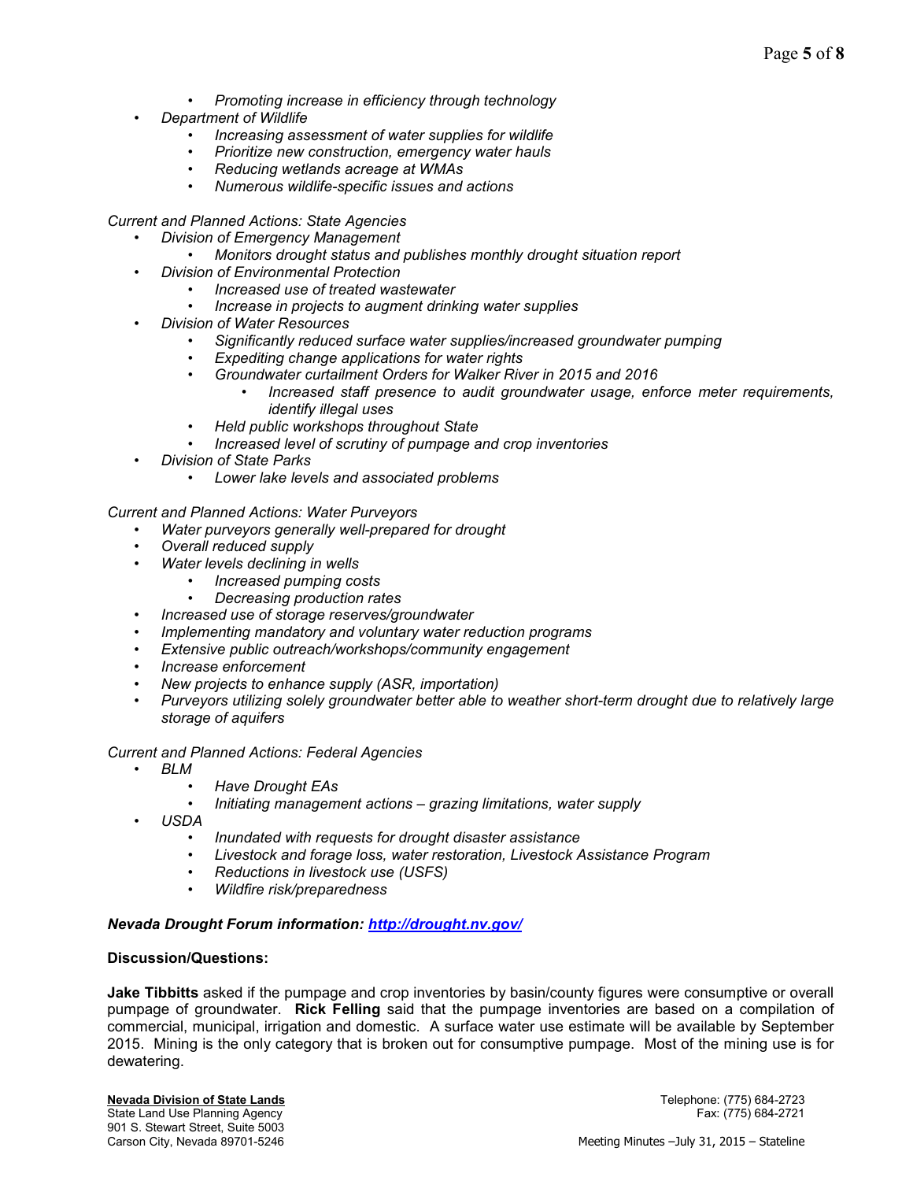- *Promoting increase in efficiency through technology*
- *Department of Wildlife*
  - *Increasing assessment of water supplies for wildlife*
  - *Prioritize new construction, emergency water hauls*
  - *Reducing wetlands acreage at WMAs*
  - *Numerous wildlife-specific issues and actions*

*Current and Planned Actions: State Agencies*

- *Division of Emergency Management*
  - *Monitors drought status and publishes monthly drought situation report*
- *Division of Environmental Protection*
  - *Increased use of treated wastewater*
  - *Increase in projects to augment drinking water supplies*
- *Division of Water Resources*
  - *Significantly reduced surface water supplies/increased groundwater pumping*
  - *Expediting change applications for water rights*
  - *Groundwater curtailment Orders for Walker River in 2015 and 2016*
    - *Increased staff presence to audit groundwater usage, enforce meter requirements, identify illegal uses*
  - *Held public workshops throughout State*
  - *Increased level of scrutiny of pumpage and crop inventories*
- *Division of State Parks*
  - *Lower lake levels and associated problems*

*Current and Planned Actions: Water Purveyors*

- *Water purveyors generally well-prepared for drought*
- *Overall reduced supply*
- *Water levels declining in wells*
  - *Increased pumping costs*
  - *Decreasing production rates*
- *Increased use of storage reserves/groundwater*
- *Implementing mandatory and voluntary water reduction programs*
- *Extensive public outreach/workshops/community engagement*
- *Increase enforcement*
- *New projects to enhance supply (ASR, importation)*
- *Purveyors utilizing solely groundwater better able to weather short-term drought due to relatively large storage of aquifers*

*Current and Planned Actions: Federal Agencies*

- *BLM*
  - *Have Drought EAs*
  - *Initiating management actions – grazing limitations, water supply*
- *USDA*
  - *Inundated with requests for drought disaster assistance*
  - *Livestock and forage loss, water restoration, Livestock Assistance Program*
  - *Reductions in livestock use (USFS)*
  - *Wildfire risk/preparedness*

***Nevada Drought Forum information: http://drought.nv.gov/***

**Discussion/Questions:**

**Jake Tibbitts** asked if the pumpage and crop inventories by basin/county figures were consumptive or overall pumpage of groundwater. **Rick Felling** said that the pumpage inventories are based on a compilation of commercial, municipal, irrigation and domestic. A surface water use estimate will be available by September 2015. Mining is the only category that is broken out for consumptive pumpage. Most of the mining use is for dewatering.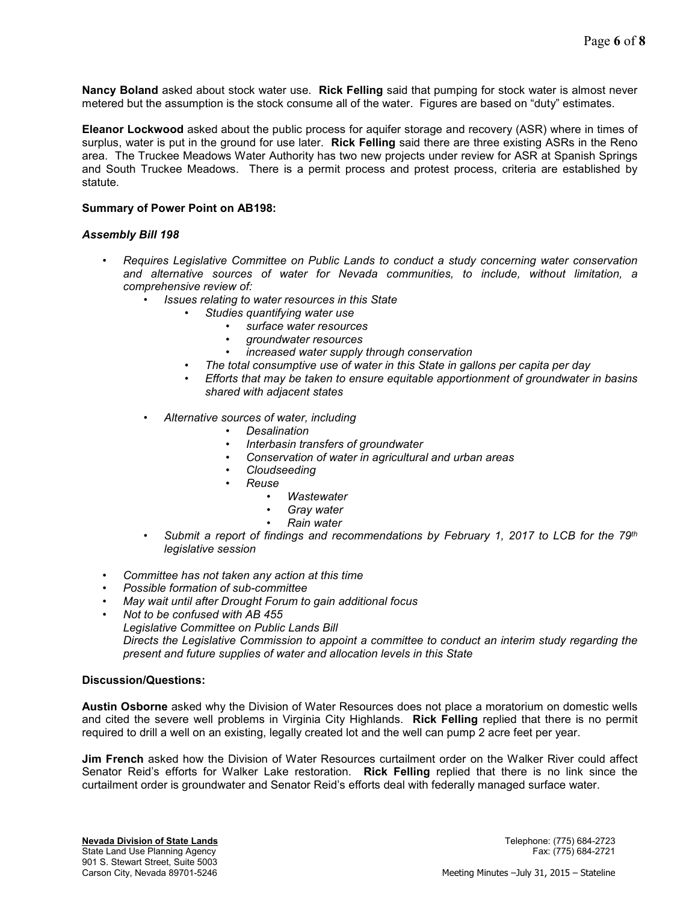**Nancy Boland** asked about stock water use. **Rick Felling** said that pumping for stock water is almost never metered but the assumption is the stock consume all of the water. Figures are based on "duty" estimates.

**Eleanor Lockwood** asked about the public process for aquifer storage and recovery (ASR) where in times of surplus, water is put in the ground for use later. **Rick Felling** said there are three existing ASRs in the Reno area. The Truckee Meadows Water Authority has two new projects under review for ASR at Spanish Springs and South Truckee Meadows. There is a permit process and protest process, criteria are established by statute.

**Summary of Power Point on AB198:**

***Assembly Bill 198***

- *Requires Legislative Committee on Public Lands to conduct a study concerning water conservation and alternative sources of water for Nevada communities, to include, without limitation, a comprehensive review of:*
  - *Issues relating to water resources in this State*
    - *Studies quantifying water use*
      - *surface water resources*
      - *groundwater resources*
      - *increased water supply through conservation*
    - *The total consumptive use of water in this State in gallons per capita per day*
    - *Efforts that may be taken to ensure equitable apportionment of groundwater in basins shared with adjacent states*
  - *Alternative sources of water, including*
    - *Desalination*
    - *Interbasin transfers of groundwater*
    - *Conservation of water in agricultural and urban areas*
    - *Cloudseeding*
    - *Reuse*
      - *Wastewater*
      - *Gray water*
      - *Rain water*
  - *Submit a report of findings and recommendations by February 1, 2017 to LCB for the 79th legislative session*

- *Committee has not taken any action at this time*
- *Possible formation of sub-committee*
- *May wait until after Drought Forum to gain additional focus*
- *Not to be confused with AB 455*
  *Legislative Committee on Public Lands Bill*
  *Directs the Legislative Commission to appoint a committee to conduct an interim study regarding the present and future supplies of water and allocation levels in this State*

**Discussion/Questions:**

**Austin Osborne** asked why the Division of Water Resources does not place a moratorium on domestic wells and cited the severe well problems in Virginia City Highlands. **Rick Felling** replied that there is no permit required to drill a well on an existing, legally created lot and the well can pump 2 acre feet per year.

**Jim French** asked how the Division of Water Resources curtailment order on the Walker River could affect Senator Reid's efforts for Walker Lake restoration. **Rick Felling** replied that there is no link since the curtailment order is groundwater and Senator Reid's efforts deal with federally managed surface water.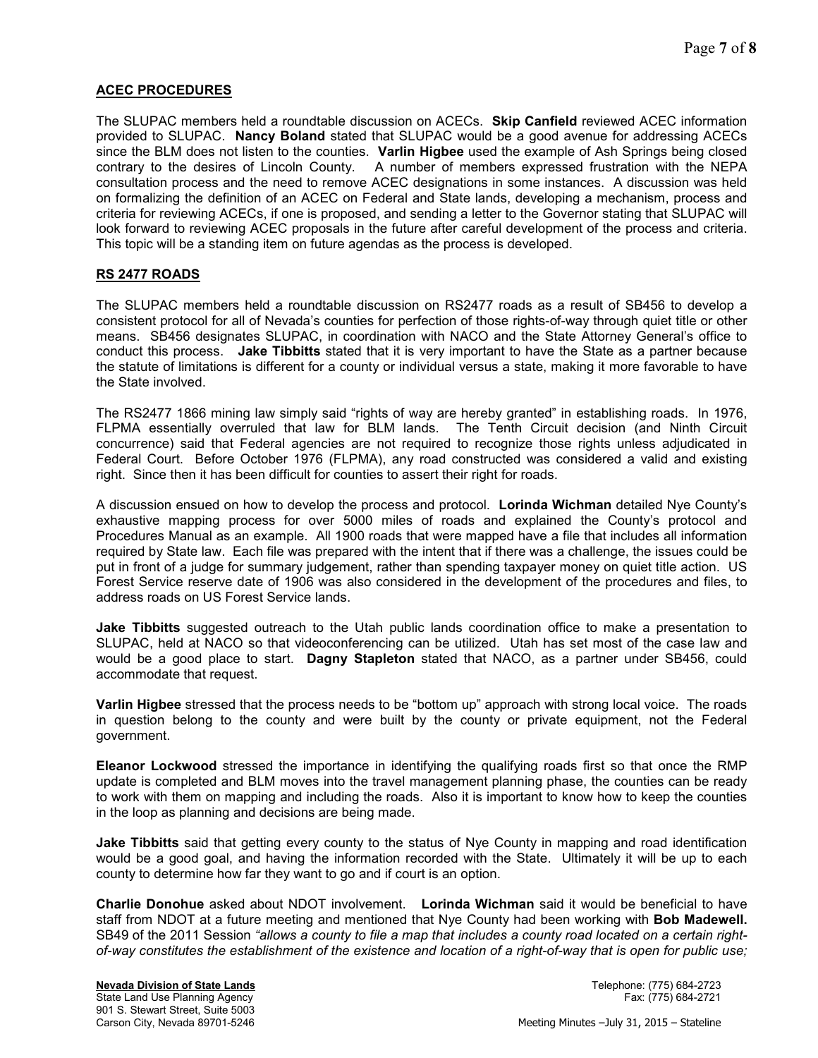## ACEC PROCEDURES

The SLUPAC members held a roundtable discussion on ACECs. **Skip Canfield** reviewed ACEC information provided to SLUPAC. **Nancy Boland** stated that SLUPAC would be a good avenue for addressing ACECs since the BLM does not listen to the counties. **Varlin Higbee** used the example of Ash Springs being closed contrary to the desires of Lincoln County. A number of members expressed frustration with the NEPA consultation process and the need to remove ACEC designations in some instances. A discussion was held on formalizing the definition of an ACEC on Federal and State lands, developing a mechanism, process and criteria for reviewing ACECs, if one is proposed, and sending a letter to the Governor stating that SLUPAC will look forward to reviewing ACEC proposals in the future after careful development of the process and criteria. This topic will be a standing item on future agendas as the process is developed.

## RS 2477 ROADS

The SLUPAC members held a roundtable discussion on RS2477 roads as a result of SB456 to develop a consistent protocol for all of Nevada's counties for perfection of those rights-of-way through quiet title or other means. SB456 designates SLUPAC, in coordination with NACO and the State Attorney General's office to conduct this process. **Jake Tibbitts** stated that it is very important to have the State as a partner because the statute of limitations is different for a county or individual versus a state, making it more favorable to have the State involved.

The RS2477 1866 mining law simply said "rights of way are hereby granted" in establishing roads. In 1976, FLPMA essentially overruled that law for BLM lands. The Tenth Circuit decision (and Ninth Circuit concurrence) said that Federal agencies are not required to recognize those rights unless adjudicated in Federal Court. Before October 1976 (FLPMA), any road constructed was considered a valid and existing right. Since then it has been difficult for counties to assert their right for roads.

A discussion ensued on how to develop the process and protocol. **Lorinda Wichman** detailed Nye County's exhaustive mapping process for over 5000 miles of roads and explained the County's protocol and Procedures Manual as an example. All 1900 roads that were mapped have a file that includes all information required by State law. Each file was prepared with the intent that if there was a challenge, the issues could be put in front of a judge for summary judgement, rather than spending taxpayer money on quiet title action. US Forest Service reserve date of 1906 was also considered in the development of the procedures and files, to address roads on US Forest Service lands.

**Jake Tibbitts** suggested outreach to the Utah public lands coordination office to make a presentation to SLUPAC, held at NACO so that videoconferencing can be utilized. Utah has set most of the case law and would be a good place to start. **Dagny Stapleton** stated that NACO, as a partner under SB456, could accommodate that request.

**Varlin Higbee** stressed that the process needs to be "bottom up" approach with strong local voice. The roads in question belong to the county and were built by the county or private equipment, not the Federal government.

**Eleanor Lockwood** stressed the importance in identifying the qualifying roads first so that once the RMP update is completed and BLM moves into the travel management planning phase, the counties can be ready to work with them on mapping and including the roads. Also it is important to know how to keep the counties in the loop as planning and decisions are being made.

**Jake Tibbitts** said that getting every county to the status of Nye County in mapping and road identification would be a good goal, and having the information recorded with the State. Ultimately it will be up to each county to determine how far they want to go and if court is an option.

**Charlie Donohue** asked about NDOT involvement. **Lorinda Wichman** said it would be beneficial to have staff from NDOT at a future meeting and mentioned that Nye County had been working with **Bob Madewell.** SB49 of the 2011 Session *"allows a county to file a map that includes a county road located on a certain right-of-way constitutes the establishment of the existence and location of a right-of-way that is open for public use;*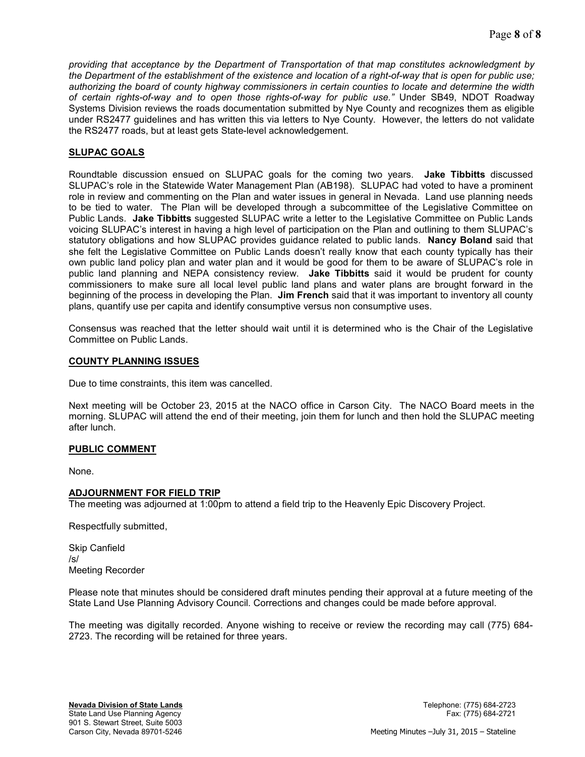*providing that acceptance by the Department of Transportation of that map constitutes acknowledgment by the Department of the establishment of the existence and location of a right-of-way that is open for public use; authorizing the board of county highway commissioners in certain counties to locate and determine the width of certain rights-of-way and to open those rights-of-way for public use."* Under SB49, NDOT Roadway Systems Division reviews the roads documentation submitted by Nye County and recognizes them as eligible under RS2477 guidelines and has written this via letters to Nye County. However, the letters do not validate the RS2477 roads, but at least gets State-level acknowledgement.

## SLUPAC GOALS

Roundtable discussion ensued on SLUPAC goals for the coming two years. **Jake Tibbitts** discussed SLUPAC's role in the Statewide Water Management Plan (AB198). SLUPAC had voted to have a prominent role in review and commenting on the Plan and water issues in general in Nevada. Land use planning needs to be tied to water. The Plan will be developed through a subcommittee of the Legislative Committee on Public Lands. **Jake Tibbitts** suggested SLUPAC write a letter to the Legislative Committee on Public Lands voicing SLUPAC's interest in having a high level of participation on the Plan and outlining to them SLUPAC's statutory obligations and how SLUPAC provides guidance related to public lands. **Nancy Boland** said that she felt the Legislative Committee on Public Lands doesn't really know that each county typically has their own public land policy plan and water plan and it would be good for them to be aware of SLUPAC's role in public land planning and NEPA consistency review. **Jake Tibbitts** said it would be prudent for county commissioners to make sure all local level public land plans and water plans are brought forward in the beginning of the process in developing the Plan. **Jim French** said that it was important to inventory all county plans, quantify use per capita and identify consumptive versus non consumptive uses.

Consensus was reached that the letter should wait until it is determined who is the Chair of the Legislative Committee on Public Lands.

## COUNTY PLANNING ISSUES

Due to time constraints, this item was cancelled.

Next meeting will be October 23, 2015 at the NACO office in Carson City. The NACO Board meets in the morning. SLUPAC will attend the end of their meeting, join them for lunch and then hold the SLUPAC meeting after lunch.

## PUBLIC COMMENT

None.

## ADJOURNMENT FOR FIELD TRIP

The meeting was adjourned at 1:00pm to attend a field trip to the Heavenly Epic Discovery Project.

Respectfully submitted,

Skip Canfield
/s/
Meeting Recorder

Please note that minutes should be considered draft minutes pending their approval at a future meeting of the State Land Use Planning Advisory Council. Corrections and changes could be made before approval.

The meeting was digitally recorded. Anyone wishing to receive or review the recording may call (775) 684-2723. The recording will be retained for three years.

**Nevada Division of State Lands**
State Land Use Planning Agency
901 S. Stewart Street, Suite 5003
Carson City, Nevada 89701-5246

Telephone: (775) 684-2723
Fax: (775) 684-2721

Meeting Minutes –July 31, 2015 – Stateline